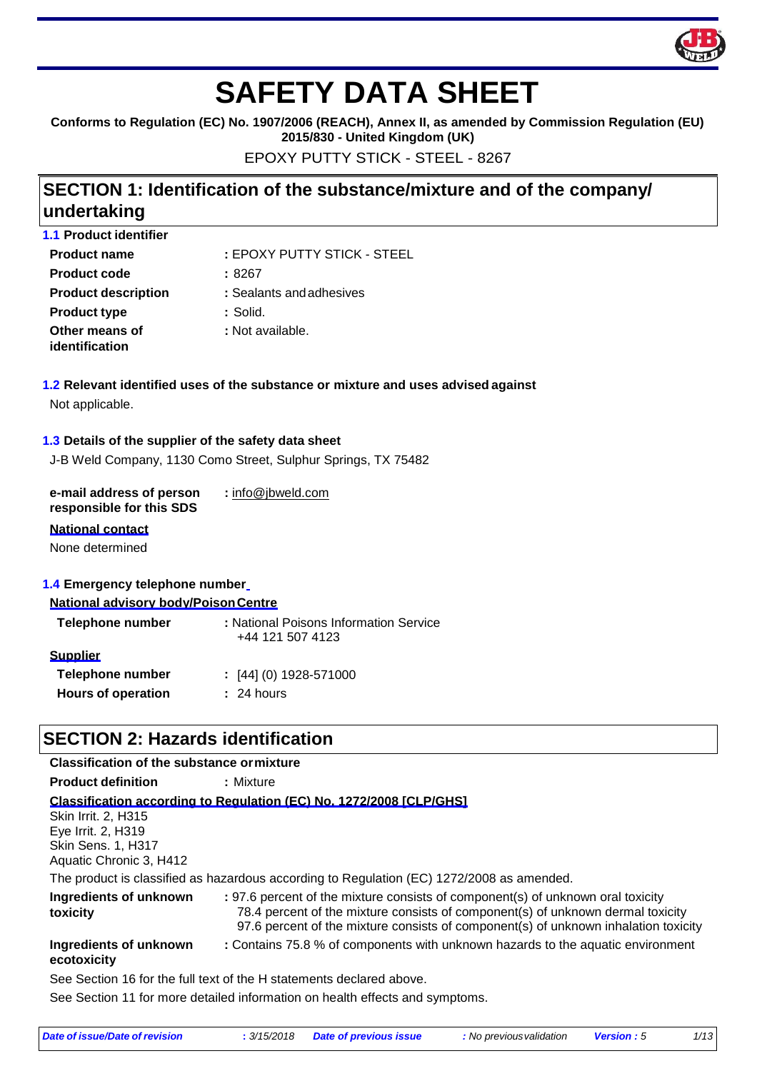# SAFETY DATA SHEET

**Conforms to Regulation (EC) No. 1907/2006 (REACH), Annex II, as amended by Commission Regulation (EU) 2015/830 - United Kingdom (UK)**

EPOXY PUTTY STICK - STEEL - 8267

## SECTION 1: Identification of the substance/mixture and of the company/ undertaking

### 1.1 Product identifier

**Product name** : EPOXY PUTTY STICK - STEEL

**Product code** : 8267

**Product description** : Sealants and adhesives

**Product type** : Solid.

**Other means of identification** : Not available.

### 1.2 Relevant identified uses of the substance or mixture and uses advised against

Not applicable.

### 1.3 Details of the supplier of the safety data sheet

J-B Weld Company, 1130 Como Street, Sulphur Springs, TX 75482

**e-mail address of person responsible for this SDS** : info@jbweld.com

**National contact**

None determined

### 1.4 Emergency telephone number

**National advisory body/Poison Centre**

**Telephone number** : National Poisons Information Service +44 121 507 4123

**Supplier**

**Telephone number** : [44] (0) 1928-571000

**Hours of operation** : 24 hours

## SECTION 2: Hazards identification

**Classification of the substance or mixture**

**Product definition** : Mixture

**Classification according to Regulation (EC) No. 1272/2008 [CLP/GHS]**

Skin Irrit. 2, H315
Eye Irrit. 2, H319
Skin Sens. 1, H317
Aquatic Chronic 3, H412

The product is classified as hazardous according to Regulation (EC) 1272/2008 as amended.

**Ingredients of unknown toxicity** : 97.6 percent of the mixture consists of component(s) of unknown oral toxicity
78.4 percent of the mixture consists of component(s) of unknown dermal toxicity
97.6 percent of the mixture consists of component(s) of unknown inhalation toxicity

**Ingredients of unknown ecotoxicity** : Contains 75.8 % of components with unknown hazards to the aquatic environment

See Section 16 for the full text of the H statements declared above.

See Section 11 for more detailed information on health effects and symptoms.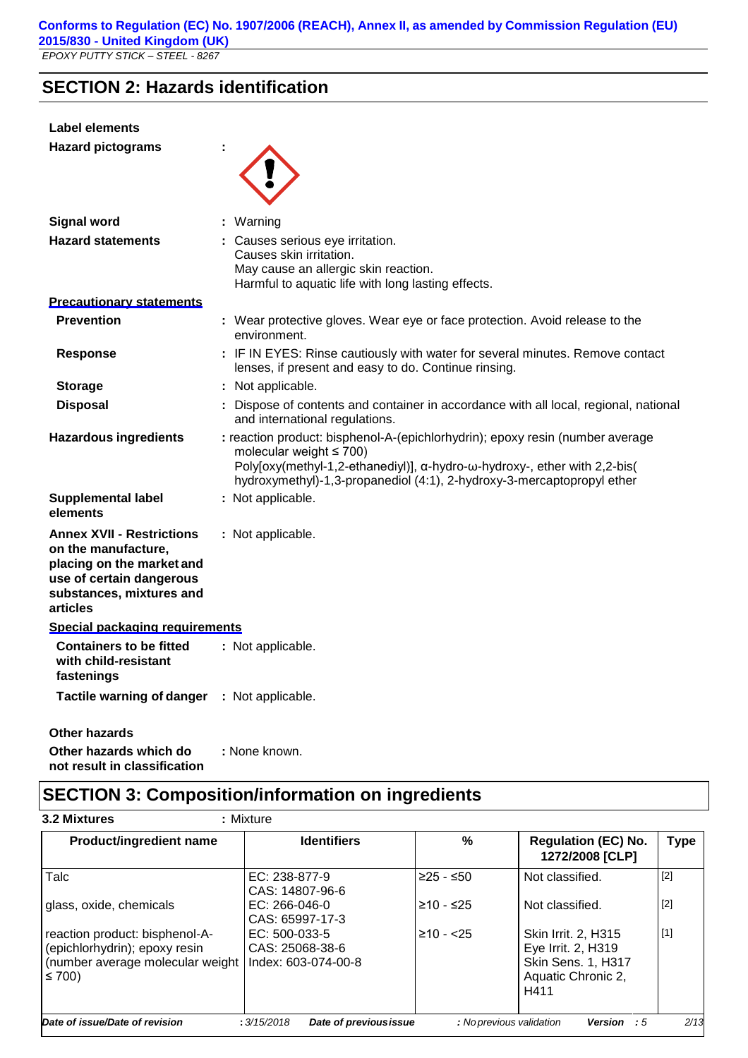## SECTION 2: Hazards identification

**Label elements**

**Hazard pictograms** :

**Signal word** : Warning

**Hazard statements** : Causes serious eye irritation.
Causes skin irritation.
May cause an allergic skin reaction.
Harmful to aquatic life with long lasting effects.

**Precautionary statements**

**Prevention** : Wear protective gloves. Wear eye or face protection. Avoid release to the environment.

**Response** : IF IN EYES: Rinse cautiously with water for several minutes. Remove contact lenses, if present and easy to do. Continue rinsing.

**Storage** : Not applicable.

**Disposal** : Dispose of contents and container in accordance with all local, regional, national and international regulations.

**Hazardous ingredients** : reaction product: bisphenol-A-(epichlorhydrin); epoxy resin (number average molecular weight ≤ 700)
Poly[oxy(methyl-1,2-ethanediyl)], α-hydro-ω-hydroxy-, ether with 2,2-bis(hydroxymethyl)-1,3-propanediol (4:1), 2-hydroxy-3-mercaptopropyl ether

**Supplemental label elements** : Not applicable.

**Annex XVII - Restrictions on the manufacture, placing on the market and use of certain dangerous substances, mixtures and articles** : Not applicable.

**Special packaging requirements**

**Containers to be fitted with child-resistant fastenings** : Not applicable.

**Tactile warning of danger** : Not applicable.

**Other hazards**

**Other hazards which do not result in classification** : None known.

## SECTION 3: Composition/information on ingredients

**3.2 Mixtures** : Mixture

| Product/ingredient name | Identifiers | % | Regulation (EC) No. 1272/2008 [CLP] | Type |
|---|---|---|---|---|
| Talc | EC: 238-877-9<br>CAS: 14807-96-6 | ≥25 - ≤50 | Not classified. | [2] |
| glass, oxide, chemicals | EC: 266-046-0<br>CAS: 65997-17-3 | ≥10 - ≤25 | Not classified. | [2] |
| reaction product: bisphenol-A-(epichlorhydrin); epoxy resin (number average molecular weight ≤ 700) | EC: 500-033-5<br>CAS: 25068-38-6<br>Index: 603-074-00-8 | ≥10 - <25 | Skin Irrit. 2, H315<br>Eye Irrit. 2, H319<br>Skin Sens. 1, H317<br>Aquatic Chronic 2, H411 | [1] |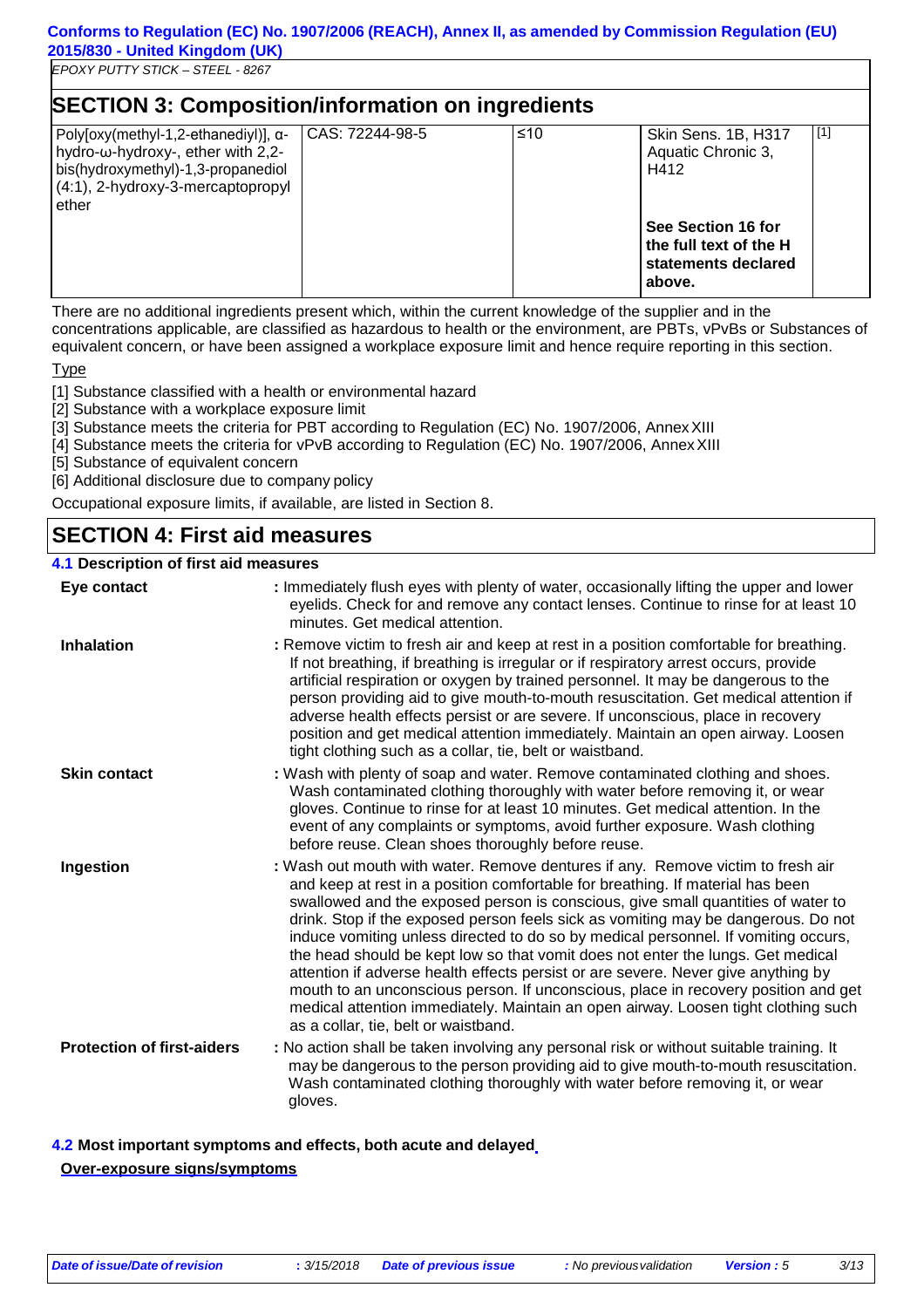## SECTION 3: Composition/information on ingredients

| | | | | |
|---|---|---|---|---|
| Poly[oxy(methyl-1,2-ethanediyl)], α-hydro-ω-hydroxy-, ether with 2,2-bis(hydroxymethyl)-1,3-propanediol (4:1), 2-hydroxy-3-mercaptopropyl ether | CAS: 72244-98-5 | ≤10 | Skin Sens. 1B, H317<br>Aquatic Chronic 3, H412<br><br>**See Section 16 for the full text of the H statements declared above.** | [1] |

There are no additional ingredients present which, within the current knowledge of the supplier and in the concentrations applicable, are classified as hazardous to health or the environment, are PBTs, vPvBs or Substances of equivalent concern, or have been assigned a workplace exposure limit and hence require reporting in this section.

Type

[1] Substance classified with a health or environmental hazard
[2] Substance with a workplace exposure limit
[3] Substance meets the criteria for PBT according to Regulation (EC) No. 1907/2006, Annex XIII
[4] Substance meets the criteria for vPvB according to Regulation (EC) No. 1907/2006, Annex XIII
[5] Substance of equivalent concern
[6] Additional disclosure due to company policy

Occupational exposure limits, if available, are listed in Section 8.

## SECTION 4: First aid measures

### 4.1 Description of first aid measures

**Eye contact** : Immediately flush eyes with plenty of water, occasionally lifting the upper and lower eyelids. Check for and remove any contact lenses. Continue to rinse for at least 10 minutes. Get medical attention.

**Inhalation** : Remove victim to fresh air and keep at rest in a position comfortable for breathing. If not breathing, if breathing is irregular or if respiratory arrest occurs, provide artificial respiration or oxygen by trained personnel. It may be dangerous to the person providing aid to give mouth-to-mouth resuscitation. Get medical attention if adverse health effects persist or are severe. If unconscious, place in recovery position and get medical attention immediately. Maintain an open airway. Loosen tight clothing such as a collar, tie, belt or waistband.

**Skin contact** : Wash with plenty of soap and water. Remove contaminated clothing and shoes. Wash contaminated clothing thoroughly with water before removing it, or wear gloves. Continue to rinse for at least 10 minutes. Get medical attention. In the event of any complaints or symptoms, avoid further exposure. Wash clothing before reuse. Clean shoes thoroughly before reuse.

**Ingestion** : Wash out mouth with water. Remove dentures if any. Remove victim to fresh air and keep at rest in a position comfortable for breathing. If material has been swallowed and the exposed person is conscious, give small quantities of water to drink. Stop if the exposed person feels sick as vomiting may be dangerous. Do not induce vomiting unless directed to do so by medical personnel. If vomiting occurs, the head should be kept low so that vomit does not enter the lungs. Get medical attention if adverse health effects persist or are severe. Never give anything by mouth to an unconscious person. If unconscious, place in recovery position and get medical attention immediately. Maintain an open airway. Loosen tight clothing such as a collar, tie, belt or waistband.

**Protection of first-aiders** : No action shall be taken involving any personal risk or without suitable training. It may be dangerous to the person providing aid to give mouth-to-mouth resuscitation. Wash contaminated clothing thoroughly with water before removing it, or wear gloves.

### 4.2 Most important symptoms and effects, both acute and delayed

**Over-exposure signs/symptoms**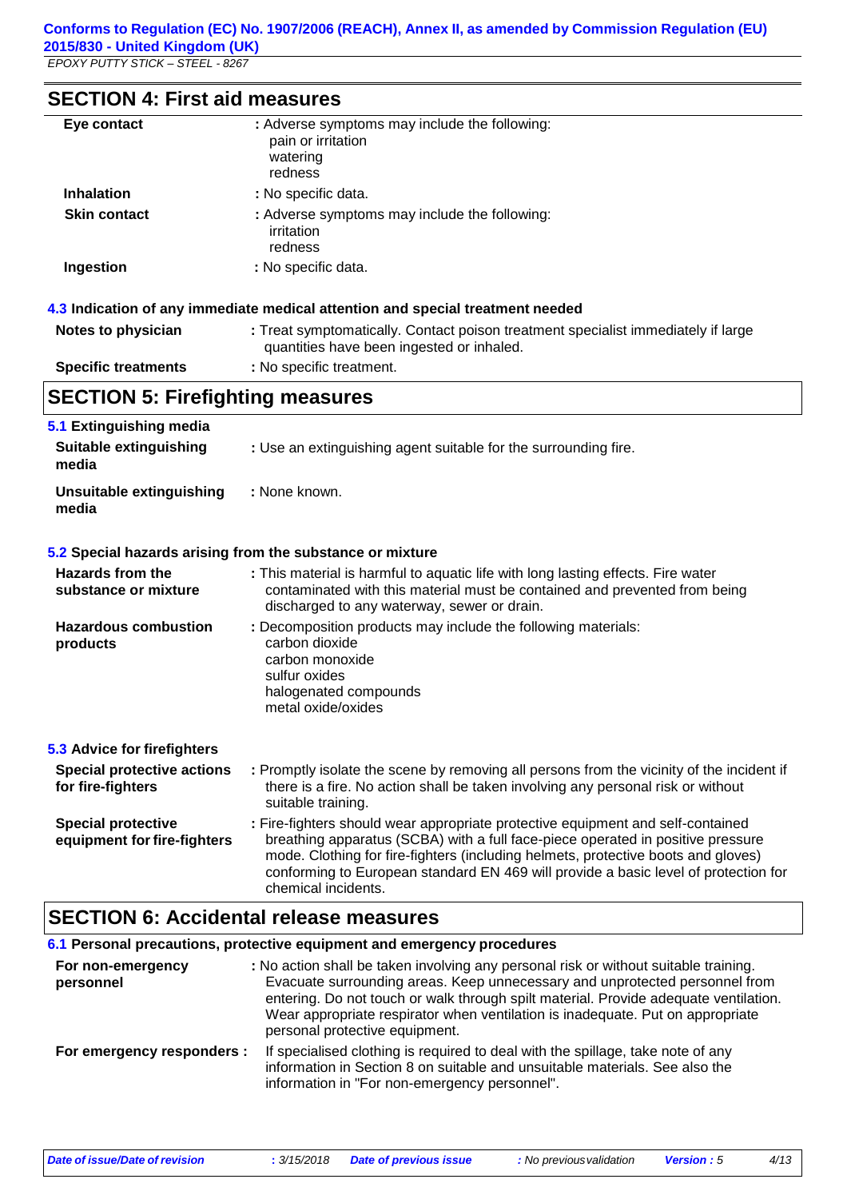## SECTION 4: First aid measures

| | |
|---|---|
| **Eye contact** | : Adverse symptoms may include the following:<br>pain or irritation<br>watering<br>redness |
| **Inhalation** | : No specific data. |
| **Skin contact** | : Adverse symptoms may include the following:<br>irritation<br>redness |
| **Ingestion** | : No specific data. |

### 4.3 Indication of any immediate medical attention and special treatment needed

| | |
|---|---|
| **Notes to physician** | : Treat symptomatically. Contact poison treatment specialist immediately if large quantities have been ingested or inhaled. |
| **Specific treatments** | : No specific treatment. |

## SECTION 5: Firefighting measures

### 5.1 Extinguishing media

| | |
|---|---|
| **Suitable extinguishing media** | : Use an extinguishing agent suitable for the surrounding fire. |
| **Unsuitable extinguishing media** | : None known. |

### 5.2 Special hazards arising from the substance or mixture

| | |
|---|---|
| **Hazards from the substance or mixture** | : This material is harmful to aquatic life with long lasting effects. Fire water contaminated with this material must be contained and prevented from being discharged to any waterway, sewer or drain. |
| **Hazardous combustion products** | : Decomposition products may include the following materials:<br>carbon dioxide<br>carbon monoxide<br>sulfur oxides<br>halogenated compounds<br>metal oxide/oxides |

### 5.3 Advice for firefighters

| | |
|---|---|
| **Special protective actions for fire-fighters** | : Promptly isolate the scene by removing all persons from the vicinity of the incident if there is a fire. No action shall be taken involving any personal risk or without suitable training. |
| **Special protective equipment for fire-fighters** | : Fire-fighters should wear appropriate protective equipment and self-contained breathing apparatus (SCBA) with a full face-piece operated in positive pressure mode. Clothing for fire-fighters (including helmets, protective boots and gloves) conforming to European standard EN 469 will provide a basic level of protection for chemical incidents. |

## SECTION 6: Accidental release measures

### 6.1 Personal precautions, protective equipment and emergency procedures

| | |
|---|---|
| **For non-emergency personnel** | : No action shall be taken involving any personal risk or without suitable training. Evacuate surrounding areas. Keep unnecessary and unprotected personnel from entering. Do not touch or walk through spilt material. Provide adequate ventilation. Wear appropriate respirator when ventilation is inadequate. Put on appropriate personal protective equipment. |
| **For emergency responders :** | If specialised clothing is required to deal with the spillage, take note of any information in Section 8 on suitable and unsuitable materials. See also the information in "For non-emergency personnel". |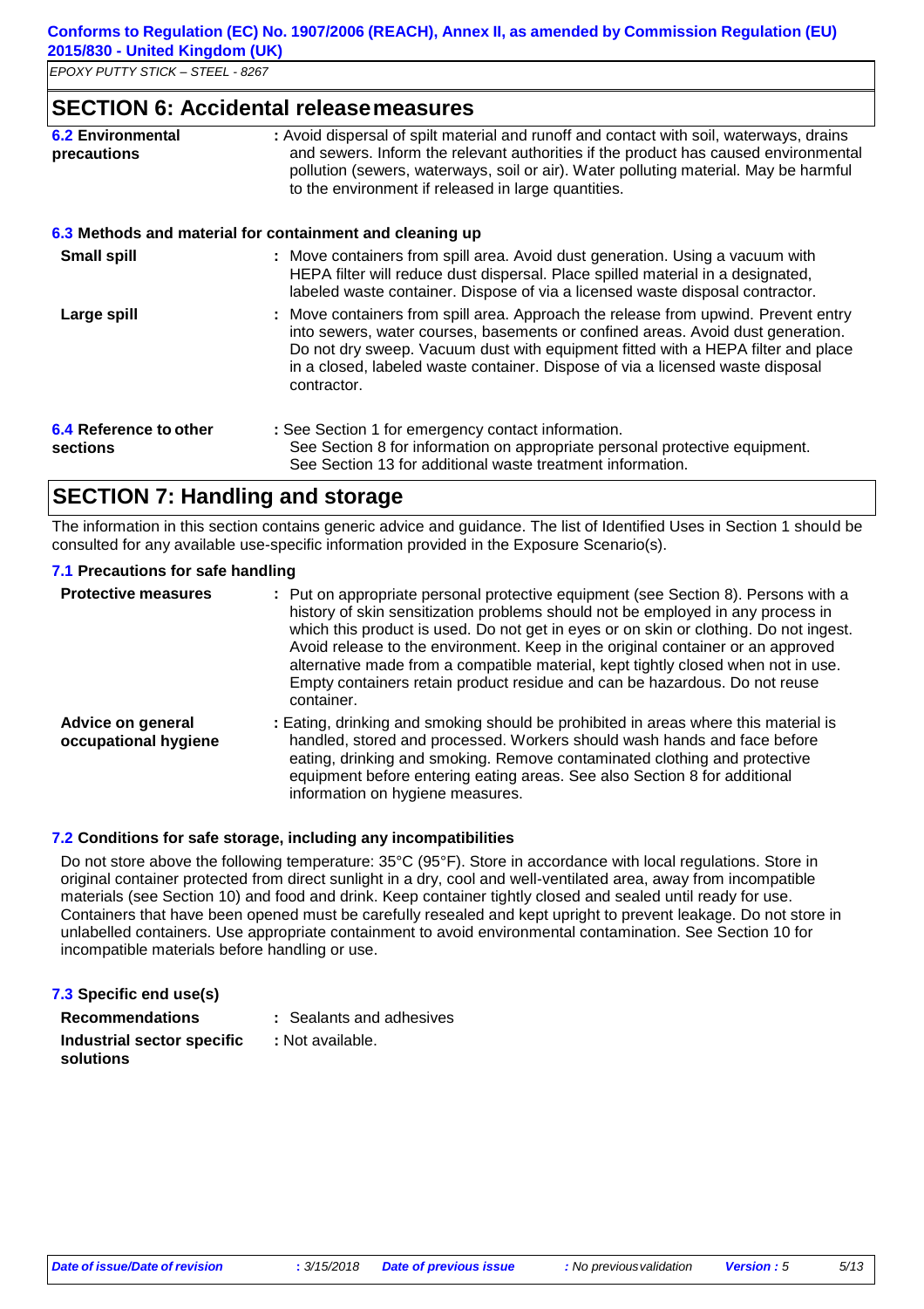## SECTION 6: Accidental release measures

**6.2 Environmental precautions** : Avoid dispersal of spilt material and runoff and contact with soil, waterways, drains and sewers. Inform the relevant authorities if the product has caused environmental pollution (sewers, waterways, soil or air). Water polluting material. May be harmful to the environment if released in large quantities.

### 6.3 Methods and material for containment and cleaning up

**Small spill** : Move containers from spill area. Avoid dust generation. Using a vacuum with HEPA filter will reduce dust dispersal. Place spilled material in a designated, labeled waste container. Dispose of via a licensed waste disposal contractor.

**Large spill** : Move containers from spill area. Approach the release from upwind. Prevent entry into sewers, water courses, basements or confined areas. Avoid dust generation. Do not dry sweep. Vacuum dust with equipment fitted with a HEPA filter and place in a closed, labeled waste container. Dispose of via a licensed waste disposal contractor.

**6.4 Reference to other sections** : See Section 1 for emergency contact information.
See Section 8 for information on appropriate personal protective equipment.
See Section 13 for additional waste treatment information.

## SECTION 7: Handling and storage

The information in this section contains generic advice and guidance. The list of Identified Uses in Section 1 should be consulted for any available use-specific information provided in the Exposure Scenario(s).

### 7.1 Precautions for safe handling

**Protective measures** : Put on appropriate personal protective equipment (see Section 8). Persons with a history of skin sensitization problems should not be employed in any process in which this product is used. Do not get in eyes or on skin or clothing. Do not ingest. Avoid release to the environment. Keep in the original container or an approved alternative made from a compatible material, kept tightly closed when not in use. Empty containers retain product residue and can be hazardous. Do not reuse container.

**Advice on general occupational hygiene** : Eating, drinking and smoking should be prohibited in areas where this material is handled, stored and processed. Workers should wash hands and face before eating, drinking and smoking. Remove contaminated clothing and protective equipment before entering eating areas. See also Section 8 for additional information on hygiene measures.

### 7.2 Conditions for safe storage, including any incompatibilities

Do not store above the following temperature: 35°C (95°F). Store in accordance with local regulations. Store in original container protected from direct sunlight in a dry, cool and well-ventilated area, away from incompatible materials (see Section 10) and food and drink. Keep container tightly closed and sealed until ready for use. Containers that have been opened must be carefully resealed and kept upright to prevent leakage. Do not store in unlabelled containers. Use appropriate containment to avoid environmental contamination. See Section 10 for incompatible materials before handling or use.

### 7.3 Specific end use(s)

**Recommendations** : Sealants and adhesives

**Industrial sector specific solutions** : Not available.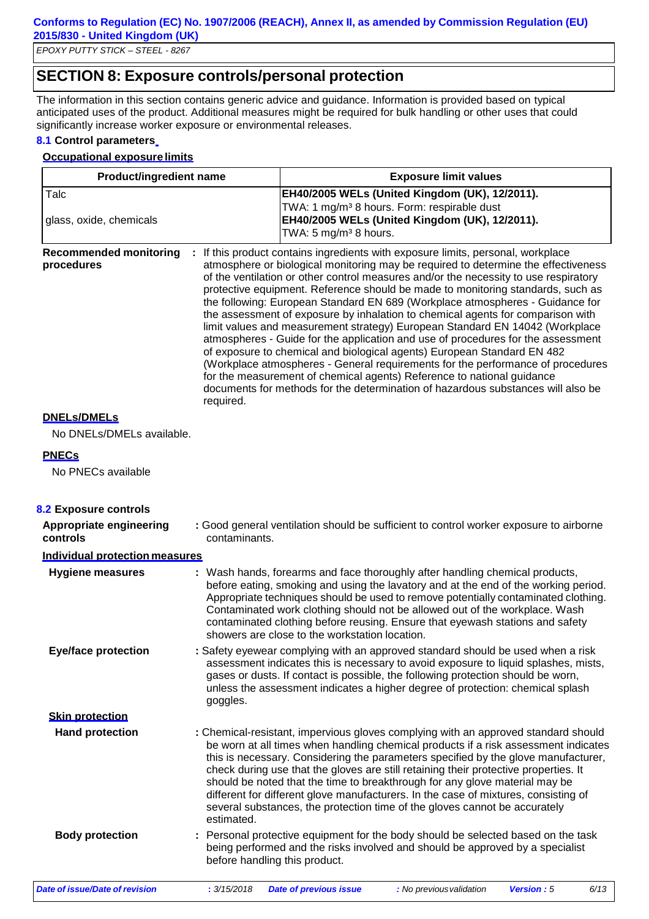## SECTION 8: Exposure controls/personal protection

The information in this section contains generic advice and guidance. Information is provided based on typical anticipated uses of the product. Additional measures might be required for bulk handling or other uses that could significantly increase worker exposure or environmental releases.

### 8.1 Control parameters

**Occupational exposure limits**

| Product/ingredient name | Exposure limit values |
|---|---|
| Talc | **EH40/2005 WELs (United Kingdom (UK), 12/2011).** TWA: 1 mg/m³ 8 hours. Form: respirable dust |
| glass, oxide, chemicals | **EH40/2005 WELs (United Kingdom (UK), 12/2011).** TWA: 5 mg/m³ 8 hours. |

**Recommended monitoring procedures** : If this product contains ingredients with exposure limits, personal, workplace atmosphere or biological monitoring may be required to determine the effectiveness of the ventilation or other control measures and/or the necessity to use respiratory protective equipment. Reference should be made to monitoring standards, such as the following: European Standard EN 689 (Workplace atmospheres - Guidance for the assessment of exposure by inhalation to chemical agents for comparison with limit values and measurement strategy) European Standard EN 14042 (Workplace atmospheres - Guide for the application and use of procedures for the assessment of exposure to chemical and biological agents) European Standard EN 482 (Workplace atmospheres - General requirements for the performance of procedures for the measurement of chemical agents) Reference to national guidance documents for methods for the determination of hazardous substances will also be required.

**DNELs/DMELs**

No DNELs/DMELs available.

**PNECs**

No PNECs available

### 8.2 Exposure controls

**Appropriate engineering controls** : Good general ventilation should be sufficient to control worker exposure to airborne contaminants.

**Individual protection measures**

**Hygiene measures** : Wash hands, forearms and face thoroughly after handling chemical products, before eating, smoking and using the lavatory and at the end of the working period. Appropriate techniques should be used to remove potentially contaminated clothing. Contaminated work clothing should not be allowed out of the workplace. Wash contaminated clothing before reusing. Ensure that eyewash stations and safety showers are close to the workstation location.

**Eye/face protection** : Safety eyewear complying with an approved standard should be used when a risk assessment indicates this is necessary to avoid exposure to liquid splashes, mists, gases or dusts. If contact is possible, the following protection should be worn, unless the assessment indicates a higher degree of protection: chemical splash goggles.

**Skin protection**

**Hand protection** : Chemical-resistant, impervious gloves complying with an approved standard should be worn at all times when handling chemical products if a risk assessment indicates this is necessary. Considering the parameters specified by the glove manufacturer, check during use that the gloves are still retaining their protective properties. It should be noted that the time to breakthrough for any glove material may be different for different glove manufacturers. In the case of mixtures, consisting of several substances, the protection time of the gloves cannot be accurately estimated.

**Body protection** : Personal protective equipment for the body should be selected based on the task being performed and the risks involved and should be approved by a specialist before handling this product.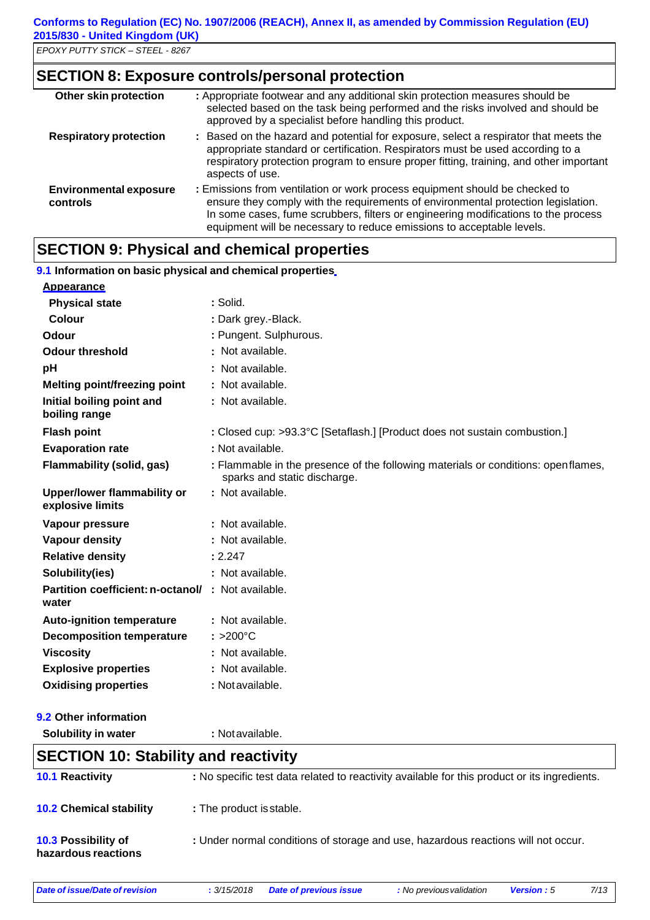## SECTION 8: Exposure controls/personal protection

| | |
|---|---|
| **Other skin protection** | : Appropriate footwear and any additional skin protection measures should be selected based on the task being performed and the risks involved and should be approved by a specialist before handling this product. |
| **Respiratory protection** | : Based on the hazard and potential for exposure, select a respirator that meets the appropriate standard or certification. Respirators must be used according to a respiratory protection program to ensure proper fitting, training, and other important aspects of use. |
| **Environmental exposure controls** | : Emissions from ventilation or work process equipment should be checked to ensure they comply with the requirements of environmental protection legislation. In some cases, fume scrubbers, filters or engineering modifications to the process equipment will be necessary to reduce emissions to acceptable levels. |

## SECTION 9: Physical and chemical properties

### 9.1 Information on basic physical and chemical properties

**Appearance**

| | |
|---|---|
| **Physical state** | : Solid. |
| **Colour** | : Dark grey.-Black. |
| **Odour** | : Pungent. Sulphurous. |
| **Odour threshold** | : Not available. |
| **pH** | : Not available. |
| **Melting point/freezing point** | : Not available. |
| **Initial boiling point and boiling range** | : Not available. |
| **Flash point** | : Closed cup: >93.3°C [Setaflash.] [Product does not sustain combustion.] |
| **Evaporation rate** | : Not available. |
| **Flammability (solid, gas)** | : Flammable in the presence of the following materials or conditions: open flames, sparks and static discharge. |
| **Upper/lower flammability or explosive limits** | : Not available. |
| **Vapour pressure** | : Not available. |
| **Vapour density** | : Not available. |
| **Relative density** | : 2.247 |
| **Solubility(ies)** | : Not available. |
| **Partition coefficient: n-octanol/ water** | : Not available. |
| **Auto-ignition temperature** | : Not available. |
| **Decomposition temperature** | : >200°C |
| **Viscosity** | : Not available. |
| **Explosive properties** | : Not available. |
| **Oxidising properties** | : Not available. |

### 9.2 Other information

| | |
|---|---|
| **Solubility in water** | : Not available. |

## SECTION 10: Stability and reactivity

| | |
|---|---|
| **10.1 Reactivity** | : No specific test data related to reactivity available for this product or its ingredients. |
| **10.2 Chemical stability** | : The product is stable. |
| **10.3 Possibility of hazardous reactions** | : Under normal conditions of storage and use, hazardous reactions will not occur. |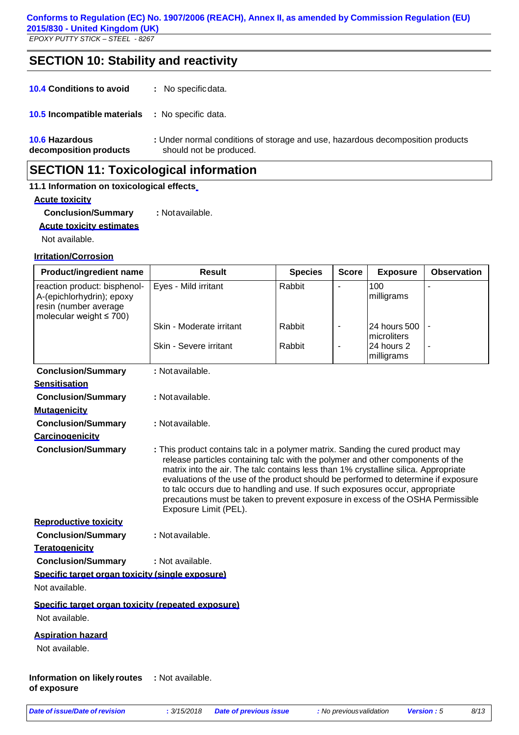## SECTION 10: Stability and reactivity

**10.4 Conditions to avoid** : No specific data.

**10.5 Incompatible materials** : No specific data.

**10.6 Hazardous decomposition products** : Under normal conditions of storage and use, hazardous decomposition products should not be produced.

## SECTION 11: Toxicological information

**11.1 Information on toxicological effects**

**Acute toxicity**

**Conclusion/Summary** : Not available.

**Acute toxicity estimates**

Not available.

**Irritation/Corrosion**

| Product/ingredient name | Result | Species | Score | Exposure | Observation |
|---|---|---|---|---|---|
| reaction product: bisphenol-A-(epichlorhydrin); epoxy resin (number average molecular weight ≤ 700) | Eyes - Mild irritant | Rabbit | - | 100 milligrams | - |
| | Skin - Moderate irritant | Rabbit | - | 24 hours 500 microliters | - |
| | Skin - Severe irritant | Rabbit | - | 24 hours 2 milligrams | - |

**Conclusion/Summary** : Not available.

**Sensitisation**

**Conclusion/Summary** : Not available.

**Mutagenicity**

**Conclusion/Summary** : Not available.

**Carcinogenicity**

**Conclusion/Summary** : This product contains talc in a polymer matrix. Sanding the cured product may release particles containing talc with the polymer and other components of the matrix into the air. The talc contains less than 1% crystalline silica. Appropriate evaluations of the use of the product should be performed to determine if exposure to talc occurs due to handling and use. If such exposures occur, appropriate precautions must be taken to prevent exposure in excess of the OSHA Permissible Exposure Limit (PEL).

**Reproductive toxicity**

**Conclusion/Summary** : Not available.

**Teratogenicity**

**Conclusion/Summary** : Not available.

**Specific target organ toxicity (single exposure)**

Not available.

**Specific target organ toxicity (repeated exposure)**

Not available.

**Aspiration hazard**

Not available.

**Information on likely routes of exposure** : Not available.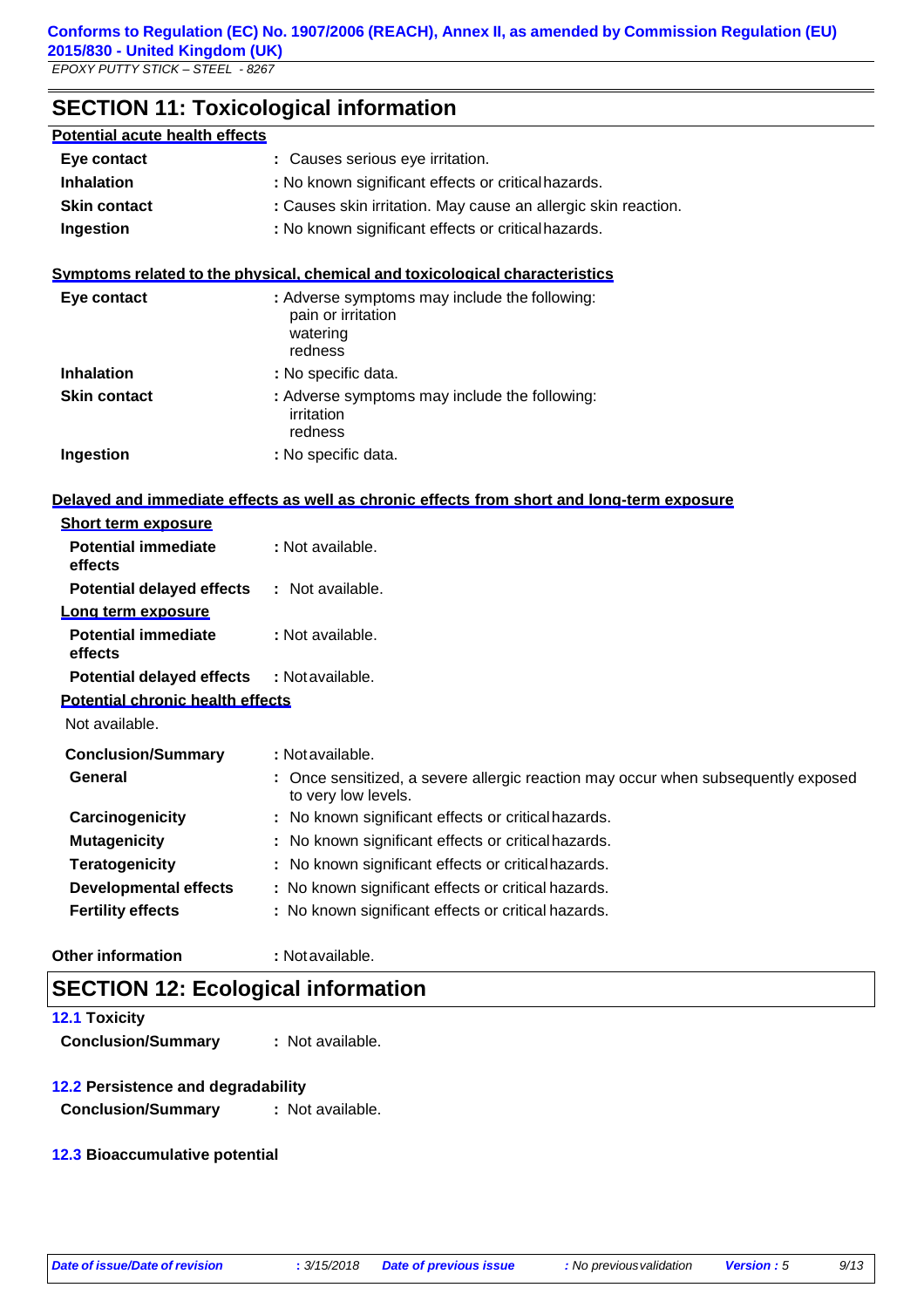## SECTION 11: Toxicological information

**Potential acute health effects**

| | |
|---|---|
| **Eye contact** | : Causes serious eye irritation. |
| **Inhalation** | : No known significant effects or critical hazards. |
| **Skin contact** | : Causes skin irritation. May cause an allergic skin reaction. |
| **Ingestion** | : No known significant effects or critical hazards. |

**Symptoms related to the physical, chemical and toxicological characteristics**

| | |
|---|---|
| **Eye contact** | : Adverse symptoms may include the following: pain or irritation, watering, redness |
| **Inhalation** | : No specific data. |
| **Skin contact** | : Adverse symptoms may include the following: irritation, redness |
| **Ingestion** | : No specific data. |

**Delayed and immediate effects as well as chronic effects from short and long-term exposure**

**Short term exposure**

| | |
|---|---|
| **Potential immediate effects** | : Not available. |
| **Potential delayed effects** | : Not available. |

**Long term exposure**

| | |
|---|---|
| **Potential immediate effects** | : Not available. |
| **Potential delayed effects** | : Not available. |

**Potential chronic health effects**

Not available.

| | |
|---|---|
| **Conclusion/Summary** | : Not available. |
| **General** | : Once sensitized, a severe allergic reaction may occur when subsequently exposed to very low levels. |
| **Carcinogenicity** | : No known significant effects or critical hazards. |
| **Mutagenicity** | : No known significant effects or critical hazards. |
| **Teratogenicity** | : No known significant effects or critical hazards. |
| **Developmental effects** | : No known significant effects or critical hazards. |
| **Fertility effects** | : No known significant effects or critical hazards. |

**Other information** : Not available.

## SECTION 12: Ecological information

### 12.1 Toxicity

**Conclusion/Summary** : Not available.

### 12.2 Persistence and degradability

**Conclusion/Summary** : Not available.

### 12.3 Bioaccumulative potential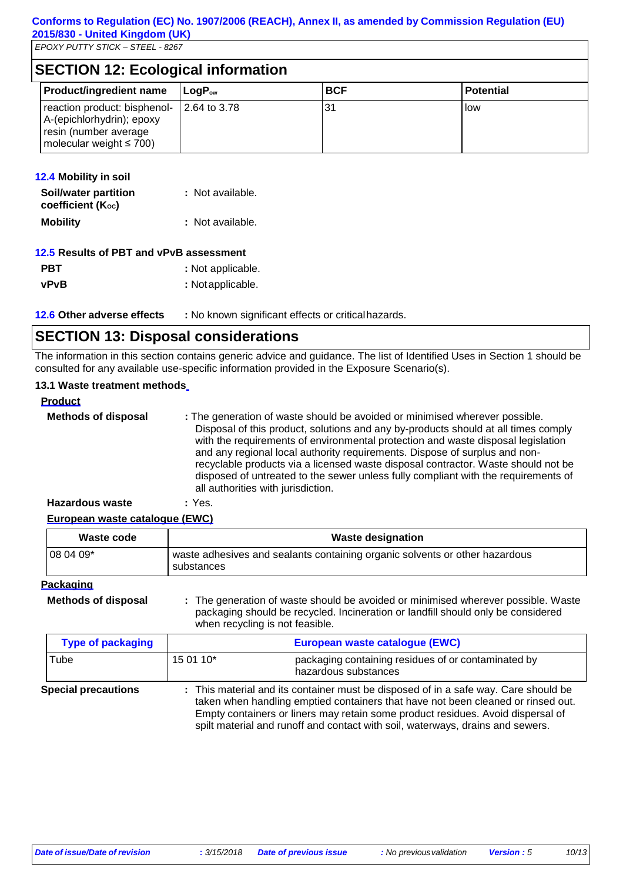## SECTION 12: Ecological information

| Product/ingredient name | $LogP_{ow}$ | BCF | Potential |
|---|---|---|---|
| reaction product: bisphenol-A-(epichlorhydrin); epoxy resin (number average molecular weight ≤ 700) | 2.64 to 3.78 | 31 | low |

### 12.4 Mobility in soil

**Soil/water partition coefficient ($K_{OC}$)** : Not available.

**Mobility** : Not available.

### 12.5 Results of PBT and vPvB assessment

**PBT** : Not applicable.

**vPvB** : Not applicable.

**12.6 Other adverse effects** : No known significant effects or critical hazards.

## SECTION 13: Disposal considerations

The information in this section contains generic advice and guidance. The list of Identified Uses in Section 1 should be consulted for any available use-specific information provided in the Exposure Scenario(s).

### 13.1 Waste treatment methods

**Product**

**Methods of disposal** : The generation of waste should be avoided or minimised wherever possible. Disposal of this product, solutions and any by-products should at all times comply with the requirements of environmental protection and waste disposal legislation and any regional local authority requirements. Dispose of surplus and non-recyclable products via a licensed waste disposal contractor. Waste should not be disposed of untreated to the sewer unless fully compliant with the requirements of all authorities with jurisdiction.

**Hazardous waste** : Yes.

**European waste catalogue (EWC)**

| Waste code | Waste designation |
|---|---|
| 08 04 09* | waste adhesives and sealants containing organic solvents or other hazardous substances |

**Packaging**

**Methods of disposal** : The generation of waste should be avoided or minimised wherever possible. Waste packaging should be recycled. Incineration or landfill should only be considered when recycling is not feasible.

| Type of packaging | European waste catalogue (EWC) | |
|---|---|---|
| Tube | 15 01 10* | packaging containing residues of or contaminated by hazardous substances |

**Special precautions** : This material and its container must be disposed of in a safe way. Care should be taken when handling emptied containers that have not been cleaned or rinsed out. Empty containers or liners may retain some product residues. Avoid dispersal of spilt material and runoff and contact with soil, waterways, drains and sewers.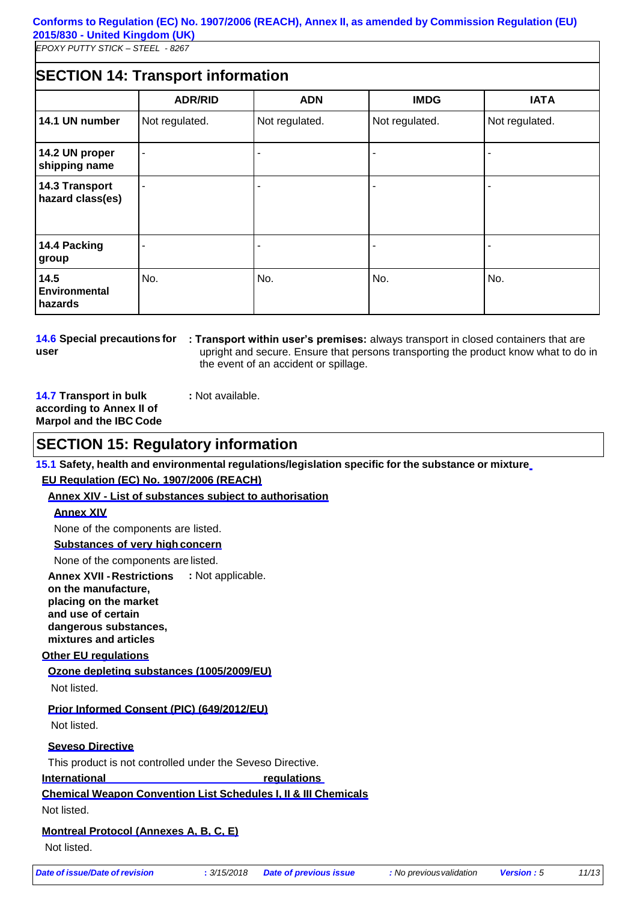## SECTION 14: Transport information

| | ADR/RID | ADN | IMDG | IATA |
|---|---|---|---|---|
| **14.1 UN number** | Not regulated. | Not regulated. | Not regulated. | Not regulated. |
| **14.2 UN proper shipping name** | - | - | - | - |
| **14.3 Transport hazard class(es)** | - | - | - | - |
| **14.4 Packing group** | - | - | - | - |
| **14.5 Environmental hazards** | No. | No. | No. | No. |

**14.6 Special precautions for user** : **Transport within user's premises:** always transport in closed containers that are upright and secure. Ensure that persons transporting the product know what to do in the event of an accident or spillage.

**14.7 Transport in bulk according to Annex II of Marpol and the IBC Code** : Not available.

## SECTION 15: Regulatory information

**15.1 Safety, health and environmental regulations/legislation specific for the substance or mixture**

**EU Regulation (EC) No. 1907/2006 (REACH)**

**Annex XIV - List of substances subject to authorisation**

**Annex XIV**

None of the components are listed.

**Substances of very high concern**

None of the components are listed.

**Annex XVII - Restrictions on the manufacture, placing on the market and use of certain dangerous substances, mixtures and articles** : Not applicable.

**Other EU regulations**

**Ozone depleting substances (1005/2009/EU)**

Not listed.

**Prior Informed Consent (PIC) (649/2012/EU)**

Not listed.

**Seveso Directive**

This product is not controlled under the Seveso Directive.

**International regulations**

**Chemical Weapon Convention List Schedules I, II & III Chemicals**

Not listed.

**Montreal Protocol (Annexes A, B, C, E)**

Not listed.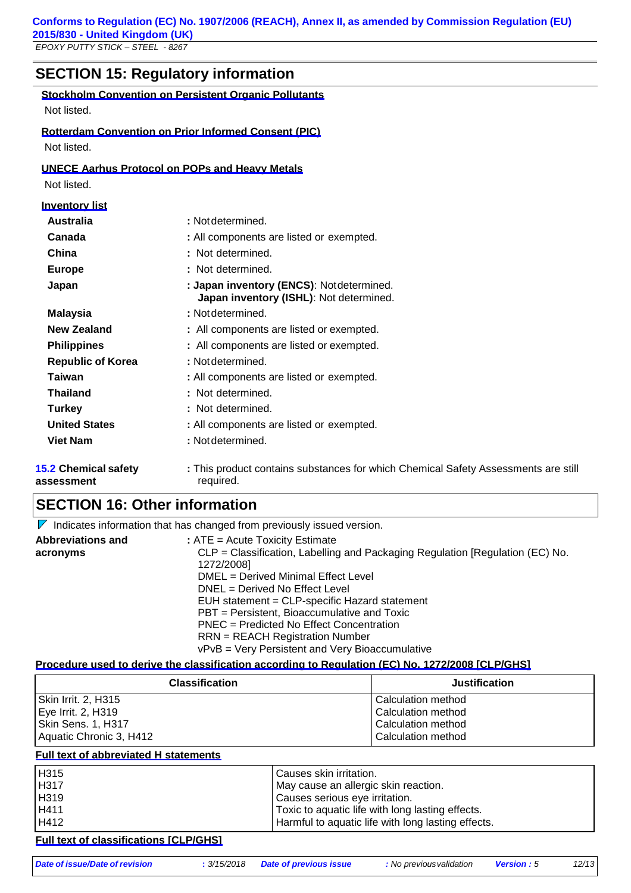## SECTION 15: Regulatory information

**Stockholm Convention on Persistent Organic Pollutants**

Not listed.

**Rotterdam Convention on Prior Informed Consent (PIC)**

Not listed.

**UNECE Aarhus Protocol on POPs and Heavy Metals**

Not listed.

**Inventory list**

| | |
|---|---|
| **Australia** | : Not determined. |
| **Canada** | : All components are listed or exempted. |
| **China** | : Not determined. |
| **Europe** | : Not determined. |
| **Japan** | : **Japan inventory (ENCS)**: Not determined. **Japan inventory (ISHL)**: Not determined. |
| **Malaysia** | : Not determined. |
| **New Zealand** | : All components are listed or exempted. |
| **Philippines** | : All components are listed or exempted. |
| **Republic of Korea** | : Not determined. |
| **Taiwan** | : All components are listed or exempted. |
| **Thailand** | : Not determined. |
| **Turkey** | : Not determined. |
| **United States** | : All components are listed or exempted. |
| **Viet Nam** | : Not determined. |

**15.2 Chemical safety assessment** : This product contains substances for which Chemical Safety Assessments are still required.

## SECTION 16: Other information

Indicates information that has changed from previously issued version.

**Abbreviations and acronyms** :
ATE = Acute Toxicity Estimate
CLP = Classification, Labelling and Packaging Regulation [Regulation (EC) No. 1272/2008]
DMEL = Derived Minimal Effect Level
DNEL = Derived No Effect Level
EUH statement = CLP-specific Hazard statement
PBT = Persistent, Bioaccumulative and Toxic
PNEC = Predicted No Effect Concentration
RRN = REACH Registration Number
vPvB = Very Persistent and Very Bioaccumulative

**Procedure used to derive the classification according to Regulation (EC) No. 1272/2008 [CLP/GHS]**

| Classification | Justification |
|---|---|
| Skin Irrit. 2, H315 | Calculation method |
| Eye Irrit. 2, H319 | Calculation method |
| Skin Sens. 1, H317 | Calculation method |
| Aquatic Chronic 3, H412 | Calculation method |

**Full text of abbreviated H statements**

| | |
|---|---|
| H315 | Causes skin irritation. |
| H317 | May cause an allergic skin reaction. |
| H319 | Causes serious eye irritation. |
| H411 | Toxic to aquatic life with long lasting effects. |
| H412 | Harmful to aquatic life with long lasting effects. |

**Full text of classifications [CLP/GHS]**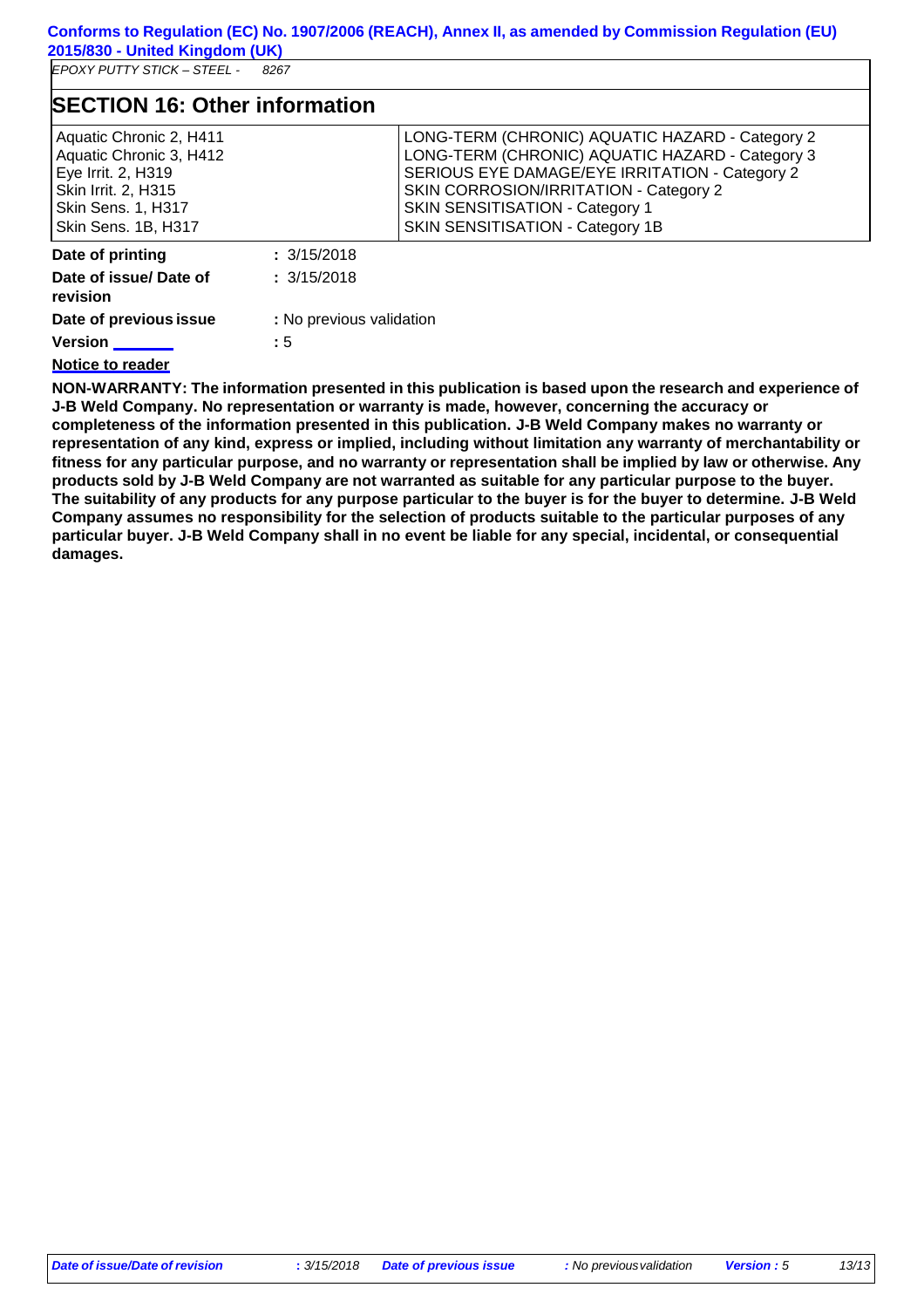## SECTION 16: Other information

| | |
|---|---|
| Aquatic Chronic 2, H411 | LONG-TERM (CHRONIC) AQUATIC HAZARD - Category 2 |
| Aquatic Chronic 3, H412 | LONG-TERM (CHRONIC) AQUATIC HAZARD - Category 3 |
| Eye Irrit. 2, H319 | SERIOUS EYE DAMAGE/EYE IRRITATION - Category 2 |
| Skin Irrit. 2, H315 | SKIN CORROSION/IRRITATION - Category 2 |
| Skin Sens. 1, H317 | SKIN SENSITISATION - Category 1 |
| Skin Sens. 1B, H317 | SKIN SENSITISATION - Category 1B |

**Date of printing** : 3/15/2018

**Date of issue/ Date of revision** : 3/15/2018

**Date of previous issue** : No previous validation

**Version** : 5

**Notice to reader**

**NON-WARRANTY: The information presented in this publication is based upon the research and experience of J-B Weld Company. No representation or warranty is made, however, concerning the accuracy or completeness of the information presented in this publication. J-B Weld Company makes no warranty or representation of any kind, express or implied, including without limitation any warranty of merchantability or fitness for any particular purpose, and no warranty or representation shall be implied by law or otherwise. Any products sold by J-B Weld Company are not warranted as suitable for any particular purpose to the buyer. The suitability of any products for any purpose particular to the buyer is for the buyer to determine. J-B Weld Company assumes no responsibility for the selection of products suitable to the particular purposes of any particular buyer. J-B Weld Company shall in no event be liable for any special, incidental, or consequential damages.**